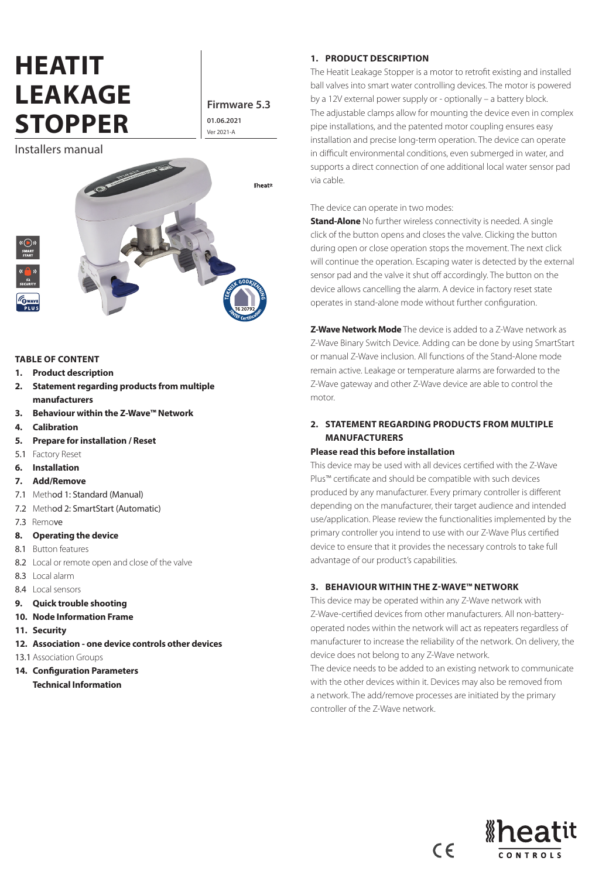# HEATIT LEAKAGE STOPPER

Installers manual

**Firmware 5.3**

**01.06.2021**

Ver 2021-A

## TABLE OF CONTENT

1. **Product description**
2. **Statement regarding products from multiple manufacturers**
3. **Behaviour within the Z-Wave™ Network**
4. **Calibration**
5. **Prepare for installation / Reset**

5.1 Factory Reset

6. **Installation**
7. **Add/Remove**

7.1 Method 1: Standard (Manual)
7.2 Method 2: SmartStart (Automatic)
7.3 Remove

8. **Operating the device**

8.1 Button features
8.2 Local or remote open and close of the valve
8.3 Local alarm
8.4 Local sensors

9. **Quick trouble shooting**
10. **Node Information Frame**
11. **Security**
12. **Association - one device controls other devices**

13.1 Association Groups

14. **Configuration Parameters**

**Technical Information**

## 1. PRODUCT DESCRIPTION

The Heatit Leakage Stopper is a motor to retrofit existing and installed ball valves into smart water controlling devices. The motor is powered by a 12V external power supply or - optionally – a battery block.
The adjustable clamps allow for mounting the device even in complex pipe installations, and the patented motor coupling ensures easy installation and precise long-term operation. The device can operate in difficult environmental conditions, even submerged in water, and supports a direct connection of one additional local water sensor pad via cable.

The device can operate in two modes:

**Stand-Alone** No further wireless connectivity is needed. A single click of the button opens and closes the valve. Clicking the button during open or close operation stops the movement. The next click will continue the operation. Escaping water is detected by the external sensor pad and the valve it shut off accordingly. The button on the device allows cancelling the alarm. A device in factory reset state operates in stand-alone mode without further configuration.

**Z-Wave Network Mode** The device is added to a Z-Wave network as Z-Wave Binary Switch Device. Adding can be done by using SmartStart or manual Z-Wave inclusion. All functions of the Stand-Alone mode remain active. Leakage or temperature alarms are forwarded to the Z-Wave gateway and other Z-Wave device are able to control the motor.

## 2. STATEMENT REGARDING PRODUCTS FROM MULTIPLE MANUFACTURERS

**Please read this before installation**

This device may be used with all devices certified with the Z-Wave Plus™ certificate and should be compatible with such devices produced by any manufacturer. Every primary controller is different depending on the manufacturer, their target audience and intended use/application. Please review the functionalities implemented by the primary controller you intend to use with our Z-Wave Plus certified device to ensure that it provides the necessary controls to take full advantage of our product's capabilities.

## 3. BEHAVIOUR WITHIN THE Z-WAVE™ NETWORK

This device may be operated within any Z-Wave network with Z-Wave-certified devices from other manufacturers. All non-battery-operated nodes within the network will act as repeaters regardless of manufacturer to increase the reliability of the network. On delivery, the device does not belong to any Z-Wave network.
The device needs to be added to an existing network to communicate with the other devices within it. Devices may also be removed from a network. The add/remove processes are initiated by the primary controller of the Z-Wave network.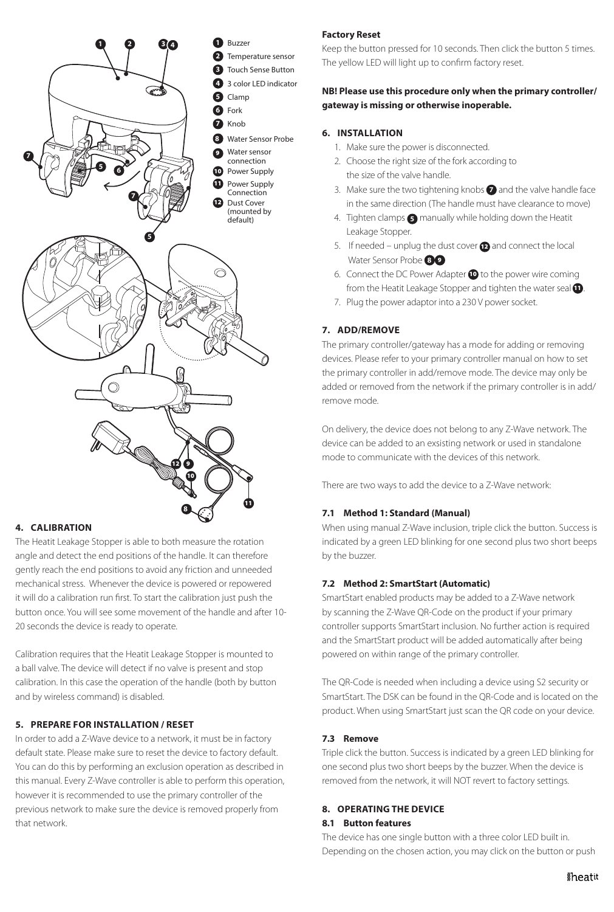1 Buzzer
2 Temperature sensor
3 Touch Sense Button
4 3 color LED indicator
5 Clamp
6 Fork
7 Knob
8 Water Sensor Probe
9 Water sensor connection
10 Power Supply
11 Power Supply Connection
12 Dust Cover (mounted by default)

## 4. CALIBRATION

The Heatit Leakage Stopper is able to both measure the rotation angle and detect the end positions of the handle. It can therefore gently reach the end positions to avoid any friction and unneeded mechanical stress. Whenever the device is powered or repowered it will do a calibration run first. To start the calibration just push the button once. You will see some movement of the handle and after 10-20 seconds the device is ready to operate.

Calibration requires that the Heatit Leakage Stopper is mounted to a ball valve. The device will detect if no valve is present and stop calibration. In this case the operation of the handle (both by button and by wireless command) is disabled.

## 5. PREPARE FOR INSTALLATION / RESET

In order to add a Z-Wave device to a network, it must be in factory default state. Please make sure to reset the device to factory default. You can do this by performing an exclusion operation as described in this manual. Every Z-Wave controller is able to perform this operation, however it is recommended to use the primary controller of the previous network to make sure the device is removed properly from that network.

**Factory Reset**

Keep the button pressed for 10 seconds. Then click the button 5 times. The yellow LED will light up to confirm factory reset.

**NB! Please use this procedure only when the primary controller/ gateway is missing or otherwise inoperable.**

## 6. INSTALLATION

1. Make sure the power is disconnected.
2. Choose the right size of the fork according to the size of the valve handle.
3. Make sure the two tightening knobs 7 and the valve handle face in the same direction (The handle must have clearance to move)
4. Tighten clamps 5 manually while holding down the Heatit Leakage Stopper.
5. If needed – unplug the dust cover 12 and connect the local Water Sensor Probe 8 9
6. Connect the DC Power Adapter 10 to the power wire coming from the Heatit Leakage Stopper and tighten the water seal 11.
7. Plug the power adaptor into a 230 V power socket.

## 7. ADD/REMOVE

The primary controller/gateway has a mode for adding or removing devices. Please refer to your primary controller manual on how to set the primary controller in add/remove mode. The device may only be added or removed from the network if the primary controller is in add/remove mode.

On delivery, the device does not belong to any Z-Wave network. The device can be added to an exsisting network or used in standalone mode to communicate with the devices of this network.

There are two ways to add the device to a Z-Wave network:

### 7.1 Method 1: Standard (Manual)

When using manual Z-Wave inclusion, triple click the button. Success is indicated by a green LED blinking for one second plus two short beeps by the buzzer.

### 7.2 Method 2: SmartStart (Automatic)

SmartStart enabled products may be added to a Z-Wave network by scanning the Z-Wave QR-Code on the product if your primary controller supports SmartStart inclusion. No further action is required and the SmartStart product will be added automatically after being powered on within range of the primary controller.

The QR-Code is needed when including a device using S2 security or SmartStart. The DSK can be found in the QR-Code and is located on the product. When using SmartStart just scan the QR code on your device.

### 7.3 Remove

Triple click the button. Success is indicated by a green LED blinking for one second plus two short beeps by the buzzer. When the device is removed from the network, it will NOT revert to factory settings.

## 8. OPERATING THE DEVICE

### 8.1 Button features

The device has one single button with a three color LED built in. Depending on the chosen action, you may click on the button or push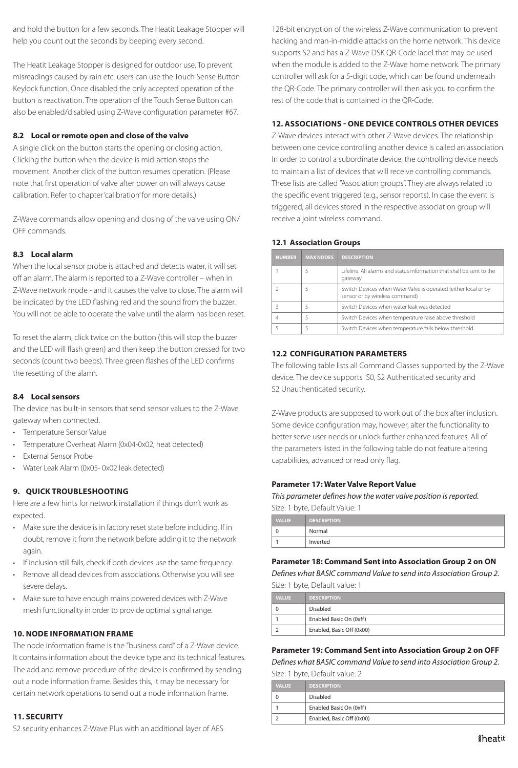and hold the button for a few seconds. The Heatit Leakage Stopper will help you count out the seconds by beeping every second.

The Heatit Leakage Stopper is designed for outdoor use. To prevent misreadings caused by rain etc. users can use the Touch Sense Button Keylock function. Once disabled the only accepted operation of the button is reactivation. The operation of the Touch Sense Button can also be enabled/disabled using Z-Wave configuration parameter #67.

### 8.2 Local or remote open and close of the valve

A single click on the button starts the opening or closing action. Clicking the button when the device is mid-action stops the movement. Another click of the button resumes operation. (Please note that first operation of valve after power on will always cause calibration. Refer to chapter 'calibration' for more details.)

Z-Wave commands allow opening and closing of the valve using ON/OFF commands.

### 8.3 Local alarm

When the local sensor probe is attached and detects water, it will set off an alarm. The alarm is reported to a Z-Wave controller – when in Z-Wave network mode - and it causes the valve to close. The alarm will be indicated by the LED flashing red and the sound from the buzzer. You will not be able to operate the valve until the alarm has been reset.

To reset the alarm, click twice on the button (this will stop the buzzer and the LED will flash green) and then keep the button pressed for two seconds (count two beeps). Three green flashes of the LED confirms the resetting of the alarm.

### 8.4 Local sensors

The device has built-in sensors that send sensor values to the Z-Wave gateway when connected.

- Temperature Sensor Value
- Temperature Overheat Alarm (0x04-0x02, heat detected)
- External Sensor Probe
- Water Leak Alarm (0x05- 0x02 leak detected)

## 9. QUICK TROUBLESHOOTING

Here are a few hints for network installation if things don't work as expected.

- Make sure the device is in factory reset state before including. If in doubt, remove it from the network before adding it to the network again.
- If inclusion still fails, check if both devices use the same frequency.
- Remove all dead devices from associations. Otherwise you will see severe delays.
- Make sure to have enough mains powered devices with Z-Wave mesh functionality in order to provide optimal signal range.

## 10. NODE INFORMATION FRAME

The node information frame is the "business card" of a Z-Wave device. It contains information about the device type and its technical features. The add and remove procedure of the device is confirmed by sending out a node information frame. Besides this, it may be necessary for certain network operations to send out a node information frame.

## 11. SECURITY

S2 security enhances Z-Wave Plus with an additional layer of AES 128-bit encryption of the wireless Z-Wave communication to prevent hacking and man-in-middle attacks on the home network. This device supports S2 and has a Z-Wave DSK QR-Code label that may be used when the module is added to the Z-Wave home network. The primary controller will ask for a 5-digit code, which can be found underneath the QR-Code. The primary controller will then ask you to confirm the rest of the code that is contained in the QR-Code.

## 12. ASSOCIATIONS - ONE DEVICE CONTROLS OTHER DEVICES

Z-Wave devices interact with other Z-Wave devices. The relationship between one device controlling another device is called an association. In order to control a subordinate device, the controlling device needs to maintain a list of devices that will receive controlling commands. These lists are called "Association groups". They are always related to the specific event triggered (e.g., sensor reports). In case the event is triggered, all devices stored in the respective association group will receive a joint wireless command.

### 12.1 Association Groups

| NUMBER | MAX NODES | DESCRIPTION |
|---|---|---|
| 1 | 5 | Lifeline. All alarms and status information that shall be sent to the gateway |
| 2 | 5 | Switch Devices when Water Valve is operated (either local or by sensor or by wireless command) |
| 3 | 5 | Switch Devices when water leak was detected |
| 4 | 5 | Switch Devices when temperature raise above threshold |
| 5 | 5 | Switch Devices when temperature falls below threshold |

### 12.2 CONFIGURATION PARAMETERS

The following table lists all Command Classes supported by the Z-Wave device. The device supports S0, S2 Authenticated security and S2 Unauthenticated security.

Z-Wave products are supposed to work out of the box after inclusion. Some device configuration may, however, alter the functionality to better serve user needs or unlock further enhanced features. All of the parameters listed in the following table do not feature altering capabilities, advanced or read only flag.

**Parameter 17: Water Valve Report Value**

*This parameter defines how the water valve position is reported.*

Size: 1 byte, Default Value: 1

| VALUE | DESCRIPTION |
|---|---|
| 0 | Normal |
| 1 | Inverted |

**Parameter 18: Command Sent into Association Group 2 on ON**

*Defines what BASIC command Value to send into Association Group 2.*

Size: 1 byte, Default value: 1

| VALUE | DESCRIPTION |
|---|---|
| 0 | Disabled |
| 1 | Enabled Basic On (0xff) |
| 2 | Enabled, Basic Off (0x00) |

**Parameter 19: Command Sent into Association Group 2 on OFF**

*Defines what BASIC command Value to send into Association Group 2.*

Size: 1 byte, Default value: 2

| VALUE | DESCRIPTION |
|---|---|
| 0 | Disabled |
| 1 | Enabled Basic On (0xff) |
| 2 | Enabled, Basic Off (0x00) |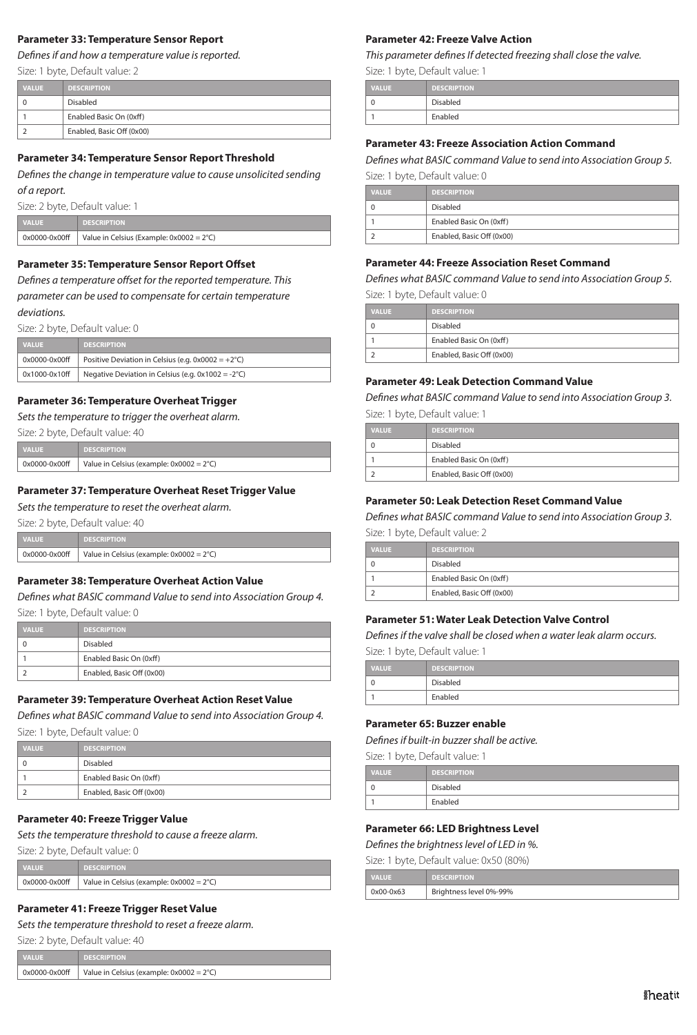### Parameter 33: Temperature Sensor Report

*Defines if and how a temperature value is reported.*

Size: 1 byte, Default value: 2

| VALUE | DESCRIPTION |
|---|---|
| 0 | Disabled |
| 1 | Enabled Basic On (0xff) |
| 2 | Enabled, Basic Off (0x00) |

### Parameter 34: Temperature Sensor Report Threshold

*Defines the change in temperature value to cause unsolicited sending of a report.*

Size: 2 byte, Default value: 1

| VALUE | DESCRIPTION |
|---|---|
| 0x0000-0x00ff | Value in Celsius (Example: 0x0002 = 2°C) |

### Parameter 35: Temperature Sensor Report Offset

*Defines a temperature offset for the reported temperature. This parameter can be used to compensate for certain temperature deviations.*

Size: 2 byte, Default value: 0

| VALUE | DESCRIPTION |
|---|---|
| 0x0000-0x00ff | Positive Deviation in Celsius (e.g. 0x0002 = +2°C) |
| 0x1000-0x10ff | Negative Deviation in Celsius (e.g. 0x1002 = -2°C) |

### Parameter 36: Temperature Overheat Trigger

*Sets the temperature to trigger the overheat alarm.*

Size: 2 byte, Default value: 40

| VALUE | DESCRIPTION |
|---|---|
| 0x0000-0x00ff | Value in Celsius (example: 0x0002 = 2°C) |

### Parameter 37: Temperature Overheat Reset Trigger Value

*Sets the temperature to reset the overheat alarm.*

Size: 2 byte, Default value: 40

| VALUE | DESCRIPTION |
|---|---|
| 0x0000-0x00ff | Value in Celsius (example: 0x0002 = 2°C) |

### Parameter 38: Temperature Overheat Action Value

*Defines what BASIC command Value to send into Association Group 4.*

Size: 1 byte, Default value: 0

| VALUE | DESCRIPTION |
|---|---|
| 0 | Disabled |
| 1 | Enabled Basic On (0xff) |
| 2 | Enabled, Basic Off (0x00) |

### Parameter 39: Temperature Overheat Action Reset Value

*Defines what BASIC command Value to send into Association Group 4.*

Size: 1 byte, Default value: 0

| VALUE | DESCRIPTION |
|---|---|
| 0 | Disabled |
| 1 | Enabled Basic On (0xff) |
| 2 | Enabled, Basic Off (0x00) |

### Parameter 40: Freeze Trigger Value

*Sets the temperature threshold to cause a freeze alarm.*

Size: 2 byte, Default value: 0

| VALUE | DESCRIPTION |
|---|---|
| 0x0000-0x00ff | Value in Celsius (example: 0x0002 = 2°C) |

### Parameter 41: Freeze Trigger Reset Value

*Sets the temperature threshold to reset a freeze alarm.*

Size: 2 byte, Default value: 40

| VALUE | DESCRIPTION |
|---|---|
| 0x0000-0x00ff | Value in Celsius (example: 0x0002 = 2°C) |

### Parameter 42: Freeze Valve Action

*This parameter defines If detected freezing shall close the valve.*

Size: 1 byte, Default value: 1

| VALUE | DESCRIPTION |
|---|---|
| 0 | Disabled |
| 1 | Enabled |

### Parameter 43: Freeze Association Action Command

*Defines what BASIC command Value to send into Association Group 5.*

Size: 1 byte, Default value: 0

| VALUE | DESCRIPTION |
|---|---|
| 0 | Disabled |
| 1 | Enabled Basic On (0xff) |
| 2 | Enabled, Basic Off (0x00) |

### Parameter 44: Freeze Association Reset Command

*Defines what BASIC command Value to send into Association Group 5.*

Size: 1 byte, Default value: 0

| VALUE | DESCRIPTION |
|---|---|
| 0 | Disabled |
| 1 | Enabled Basic On (0xff) |
| 2 | Enabled, Basic Off (0x00) |

### Parameter 49: Leak Detection Command Value

*Defines what BASIC command Value to send into Association Group 3.*

Size: 1 byte, Default value: 1

| VALUE | DESCRIPTION |
|---|---|
| 0 | Disabled |
| 1 | Enabled Basic On (0xff) |
| 2 | Enabled, Basic Off (0x00) |

### Parameter 50: Leak Detection Reset Command Value

*Defines what BASIC command Value to send into Association Group 3.*

Size: 1 byte, Default value: 2

| VALUE | DESCRIPTION |
|---|---|
| 0 | Disabled |
| 1 | Enabled Basic On (0xff) |
| 2 | Enabled, Basic Off (0x00) |

### Parameter 51: Water Leak Detection Valve Control

*Defines if the valve shall be closed when a water leak alarm occurs.*

Size: 1 byte, Default value: 1

| VALUE | DESCRIPTION |
|---|---|
| 0 | Disabled |
| 1 | Enabled |

### Parameter 65: Buzzer enable

*Defines if built-in buzzer shall be active.*

Size: 1 byte, Default value: 1

| VALUE | DESCRIPTION |
|---|---|
| 0 | Disabled |
| 1 | Enabled |

### Parameter 66: LED Brightness Level

*Defines the brightness level of LED in %.*

Size: 1 byte, Default value: 0x50 (80%)

| VALUE | DESCRIPTION |
|---|---|
| 0x00-0x63 | Brightness level 0%-99% |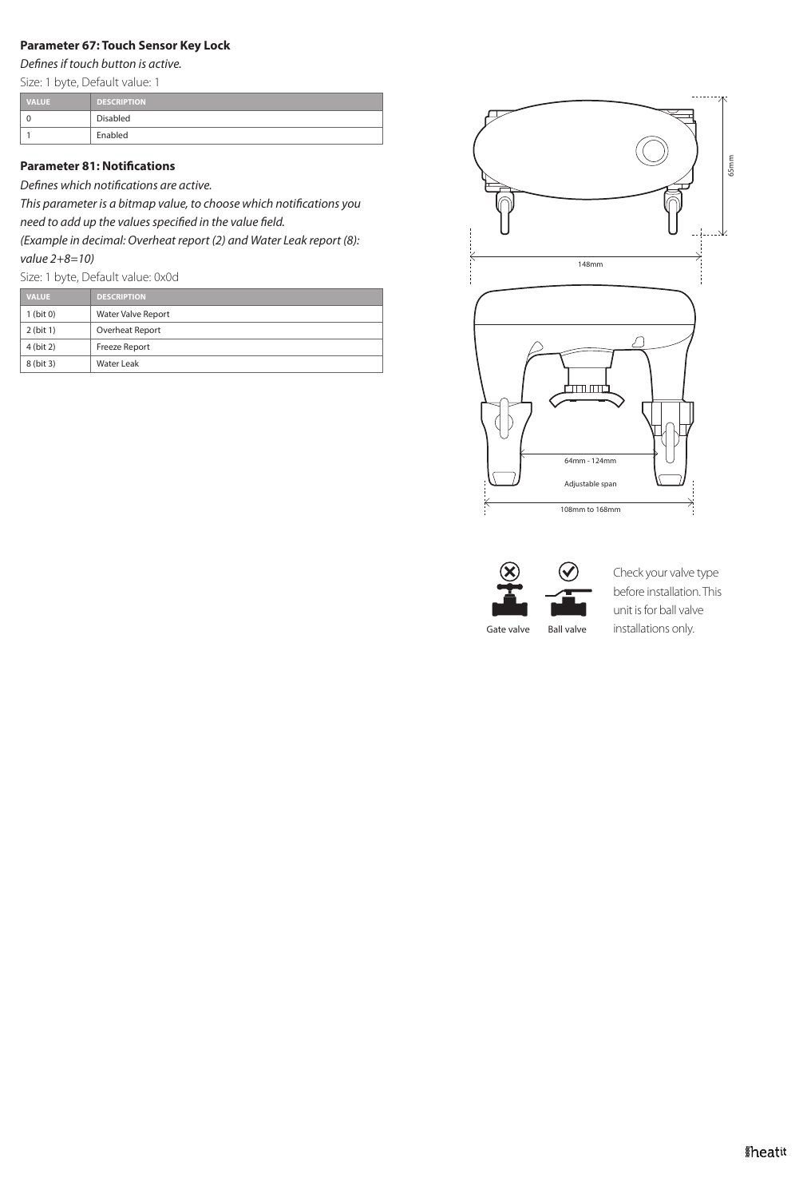### Parameter 67: Touch Sensor Key Lock

*Defines if touch button is active.*

Size: 1 byte, Default value: 1

| VALUE | DESCRIPTION |
|---|---|
| 0 | Disabled |
| 1 | Enabled |

### Parameter 81: Notifications

*Defines which notifications are active.*

*This parameter is a bitmap value, to choose which notifications you need to add up the values specified in the value field.*

*(Example in decimal: Overheat report (2) and Water Leak report (8): value 2+8=10)*

Size: 1 byte, Default value: 0x0d

| VALUE | DESCRIPTION |
|---|---|
| 1 (bit 0) | Water Valve Report |
| 2 (bit 1) | Overheat Report |
| 4 (bit 2) | Freeze Report |
| 8 (bit 3) | Water Leak |

65mm

148mm

64mm - 124mm

Adjustable span

108mm to 168mm

Gate valve

Ball valve

Check your valve type before installation. This unit is for ball valve installations only.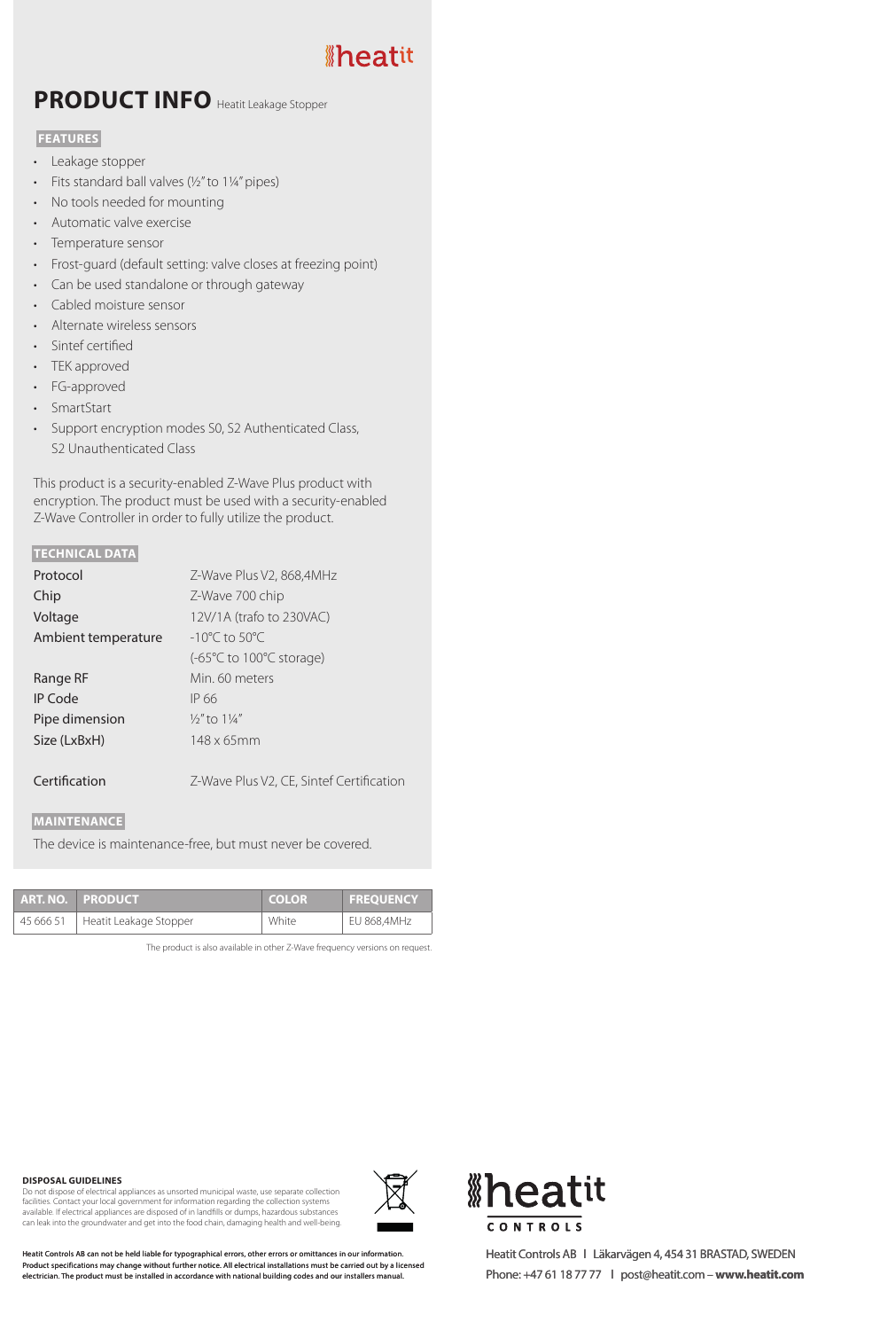# PRODUCT INFO Heatit Leakage Stopper

## FEATURES

- Leakage stopper
- Fits standard ball valves (½" to 1¼" pipes)
- No tools needed for mounting
- Automatic valve exercise
- Temperature sensor
- Frost-guard (default setting: valve closes at freezing point)
- Can be used standalone or through gateway
- Cabled moisture sensor
- Alternate wireless sensors
- Sintef certified
- TEK approved
- FG-approved
- SmartStart
- Support encryption modes S0, S2 Authenticated Class, S2 Unauthenticated Class

This product is a security-enabled Z-Wave Plus product with encryption. The product must be used with a security-enabled Z-Wave Controller in order to fully utilize the product.

## TECHNICAL DATA

| | |
|---|---|
| Protocol | Z-Wave Plus V2, 868,4MHz |
| Chip | Z-Wave 700 chip |
| Voltage | 12V/1A (trafo to 230VAC) |
| Ambient temperature | -10°C to 50°C (-65°C to 100°C storage) |
| Range RF | Min. 60 meters |
| IP Code | IP 66 |
| Pipe dimension | ½" to 1¼" |
| Size (LxBxH) | 148 x 65mm |
| Certification | Z-Wave Plus V2, CE, Sintef Certification |

## MAINTENANCE

The device is maintenance-free, but must never be covered.

| ART. NO. | PRODUCT | COLOR | FREQUENCY |
|---|---|---|---|
| 45 666 51 | Heatit Leakage Stopper | White | EU 868,4MHz |

The product is also available in other Z-Wave frequency versions on request.

**DISPOSAL GUIDELINES**

Do not dispose of electrical appliances as unsorted municipal waste, use separate collection facilities. Contact your local government for information regarding the collection systems available. If electrical appliances are disposed of in landfills or dumps, hazardous substances can leak into the groundwater and get into the food chain, damaging health and well-being.

**Heatit Controls AB can not be held liable for typographical errors, other errors or omittances in our information. Product specifications may change without further notice. All electrical installations must be carried out by a licensed electrician. The product must be installed in accordance with national building codes and our installers manual.**

Heatit Controls AB | Läkarvägen 4, 454 31 BRASTAD, SWEDEN
Phone: +47 61 18 77 77 | post@heatit.com – **www.heatit.com**